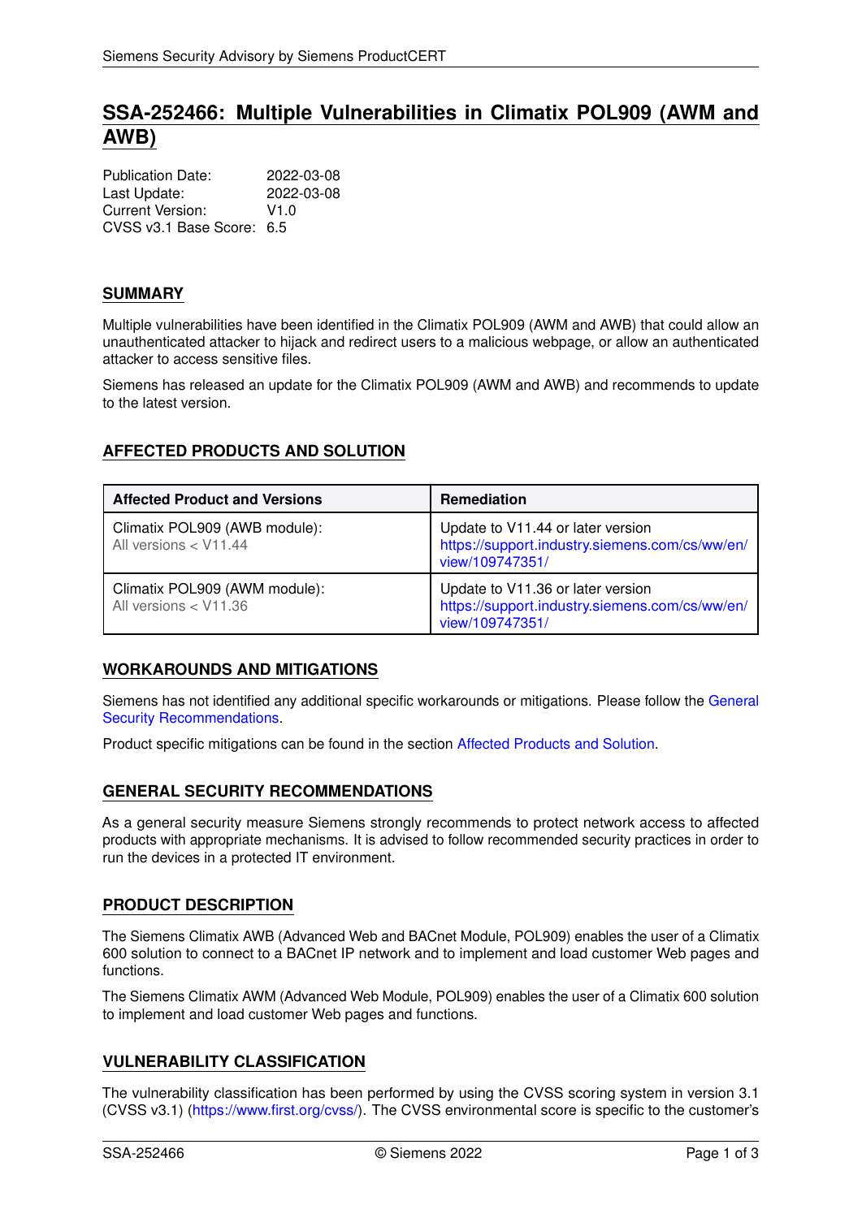# SSA-252466: Multiple Vulnerabilities in Climatix POL909 (AWM and AWB)

Publication Date: 2022-03-08
Last Update: 2022-03-08
Current Version: V1.0
CVSS v3.1 Base Score: 6.5

## SUMMARY

Multiple vulnerabilities have been identified in the Climatix POL909 (AWM and AWB) that could allow an unauthenticated attacker to hijack and redirect users to a malicious webpage, or allow an authenticated attacker to access sensitive files.

Siemens has released an update for the Climatix POL909 (AWM and AWB) and recommends to update to the latest version.

## AFFECTED PRODUCTS AND SOLUTION

| Affected Product and Versions | Remediation |
|---|---|
| Climatix POL909 (AWB module): All versions < V11.44 | Update to V11.44 or later version https://support.industry.siemens.com/cs/ww/en/view/109747351/ |
| Climatix POL909 (AWM module): All versions < V11.36 | Update to V11.36 or later version https://support.industry.siemens.com/cs/ww/en/view/109747351/ |

## WORKAROUNDS AND MITIGATIONS

Siemens has not identified any additional specific workarounds or mitigations. Please follow the General Security Recommendations.

Product specific mitigations can be found in the section Affected Products and Solution.

## GENERAL SECURITY RECOMMENDATIONS

As a general security measure Siemens strongly recommends to protect network access to affected products with appropriate mechanisms. It is advised to follow recommended security practices in order to run the devices in a protected IT environment.

## PRODUCT DESCRIPTION

The Siemens Climatix AWB (Advanced Web and BACnet Module, POL909) enables the user of a Climatix 600 solution to connect to a BACnet IP network and to implement and load customer Web pages and functions.

The Siemens Climatix AWM (Advanced Web Module, POL909) enables the user of a Climatix 600 solution to implement and load customer Web pages and functions.

## VULNERABILITY CLASSIFICATION

The vulnerability classification has been performed by using the CVSS scoring system in version 3.1 (CVSS v3.1) (https://www.first.org/cvss/). The CVSS environmental score is specific to the customer's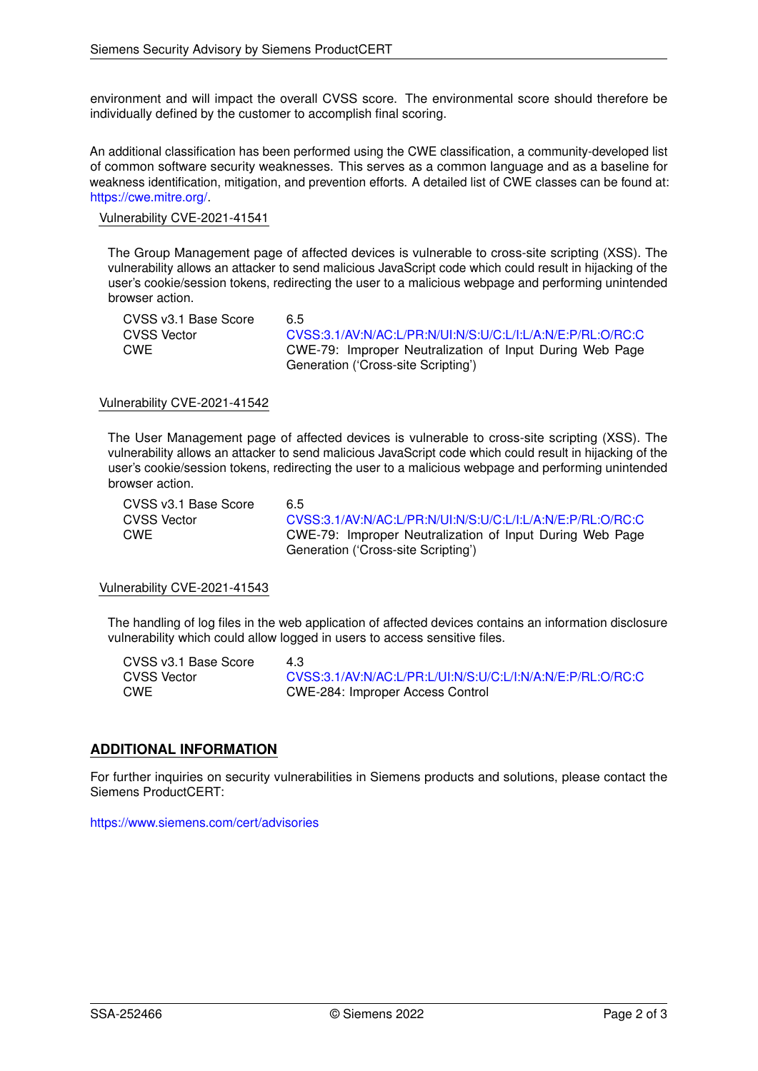environment and will impact the overall CVSS score. The environmental score should therefore be individually defined by the customer to accomplish final scoring.

An additional classification has been performed using the CWE classification, a community-developed list of common software security weaknesses. This serves as a common language and as a baseline for weakness identification, mitigation, and prevention efforts. A detailed list of CWE classes can be found at: https://cwe.mitre.org/.

### Vulnerability CVE-2021-41541

The Group Management page of affected devices is vulnerable to cross-site scripting (XSS). The vulnerability allows an attacker to send malicious JavaScript code which could result in hijacking of the user's cookie/session tokens, redirecting the user to a malicious webpage and performing unintended browser action.

| | |
|---|---|
| CVSS v3.1 Base Score | 6.5 |
| CVSS Vector | CVSS:3.1/AV:N/AC:L/PR:N/UI:N/S:U/C:L/I:L/A:N/E:P/RL:O/RC:C |
| CWE | CWE-79: Improper Neutralization of Input During Web Page Generation ('Cross-site Scripting') |

### Vulnerability CVE-2021-41542

The User Management page of affected devices is vulnerable to cross-site scripting (XSS). The vulnerability allows an attacker to send malicious JavaScript code which could result in hijacking of the user's cookie/session tokens, redirecting the user to a malicious webpage and performing unintended browser action.

| | |
|---|---|
| CVSS v3.1 Base Score | 6.5 |
| CVSS Vector | CVSS:3.1/AV:N/AC:L/PR:N/UI:N/S:U/C:L/I:L/A:N/E:P/RL:O/RC:C |
| CWE | CWE-79: Improper Neutralization of Input During Web Page Generation ('Cross-site Scripting') |

### Vulnerability CVE-2021-41543

The handling of log files in the web application of affected devices contains an information disclosure vulnerability which could allow logged in users to access sensitive files.

| | |
|---|---|
| CVSS v3.1 Base Score | 4.3 |
| CVSS Vector | CVSS:3.1/AV:N/AC:L/PR:L/UI:N/S:U/C:L/I:N/A:N/E:P/RL:O/RC:C |
| CWE | CWE-284: Improper Access Control |

## ADDITIONAL INFORMATION

For further inquiries on security vulnerabilities in Siemens products and solutions, please contact the Siemens ProductCERT:

https://www.siemens.com/cert/advisories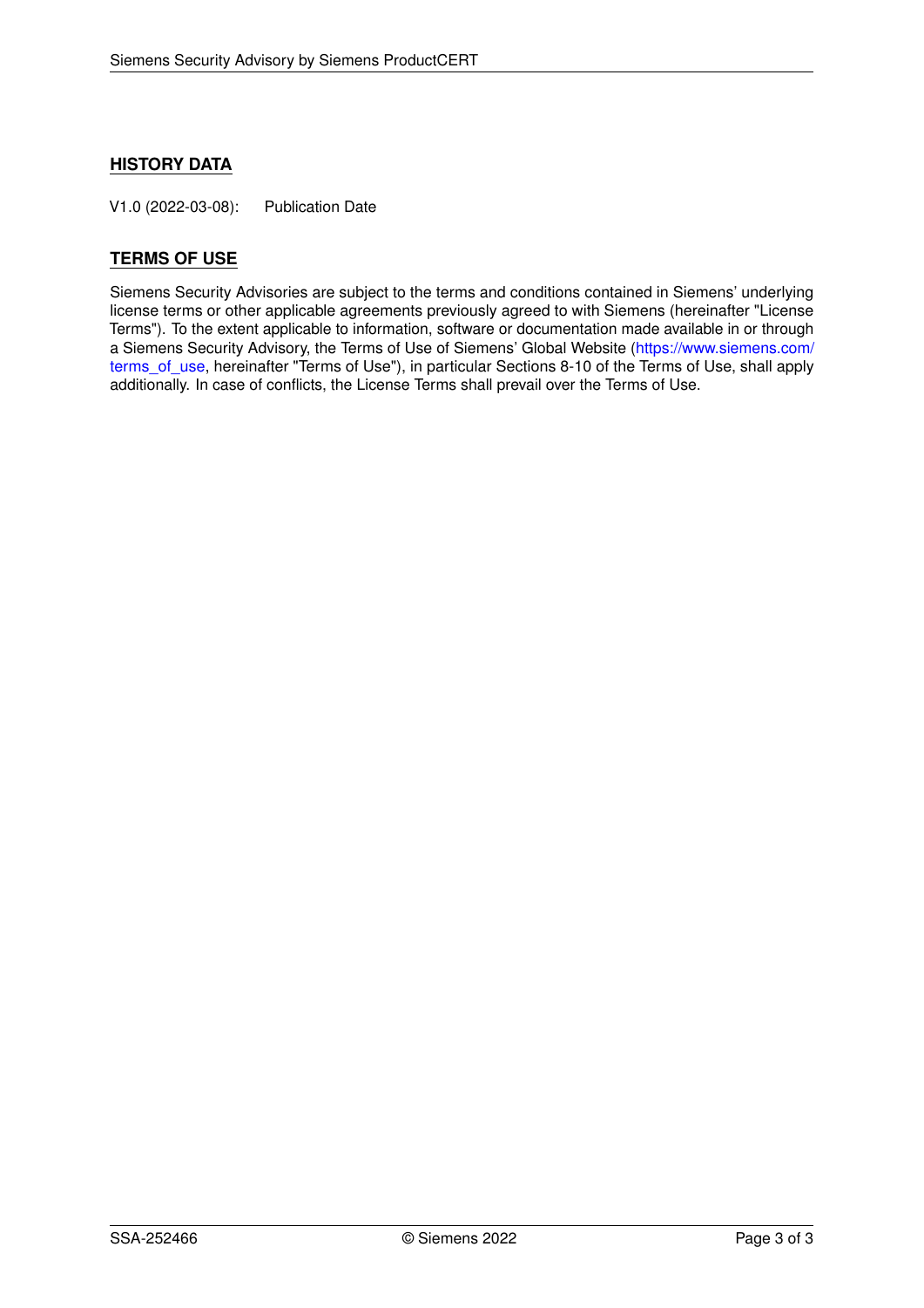## HISTORY DATA

V1.0 (2022-03-08): Publication Date

## TERMS OF USE

Siemens Security Advisories are subject to the terms and conditions contained in Siemens' underlying license terms or other applicable agreements previously agreed to with Siemens (hereinafter "License Terms"). To the extent applicable to information, software or documentation made available in or through a Siemens Security Advisory, the Terms of Use of Siemens' Global Website (https://www.siemens.com/terms_of_use, hereinafter "Terms of Use"), in particular Sections 8-10 of the Terms of Use, shall apply additionally. In case of conflicts, the License Terms shall prevail over the Terms of Use.